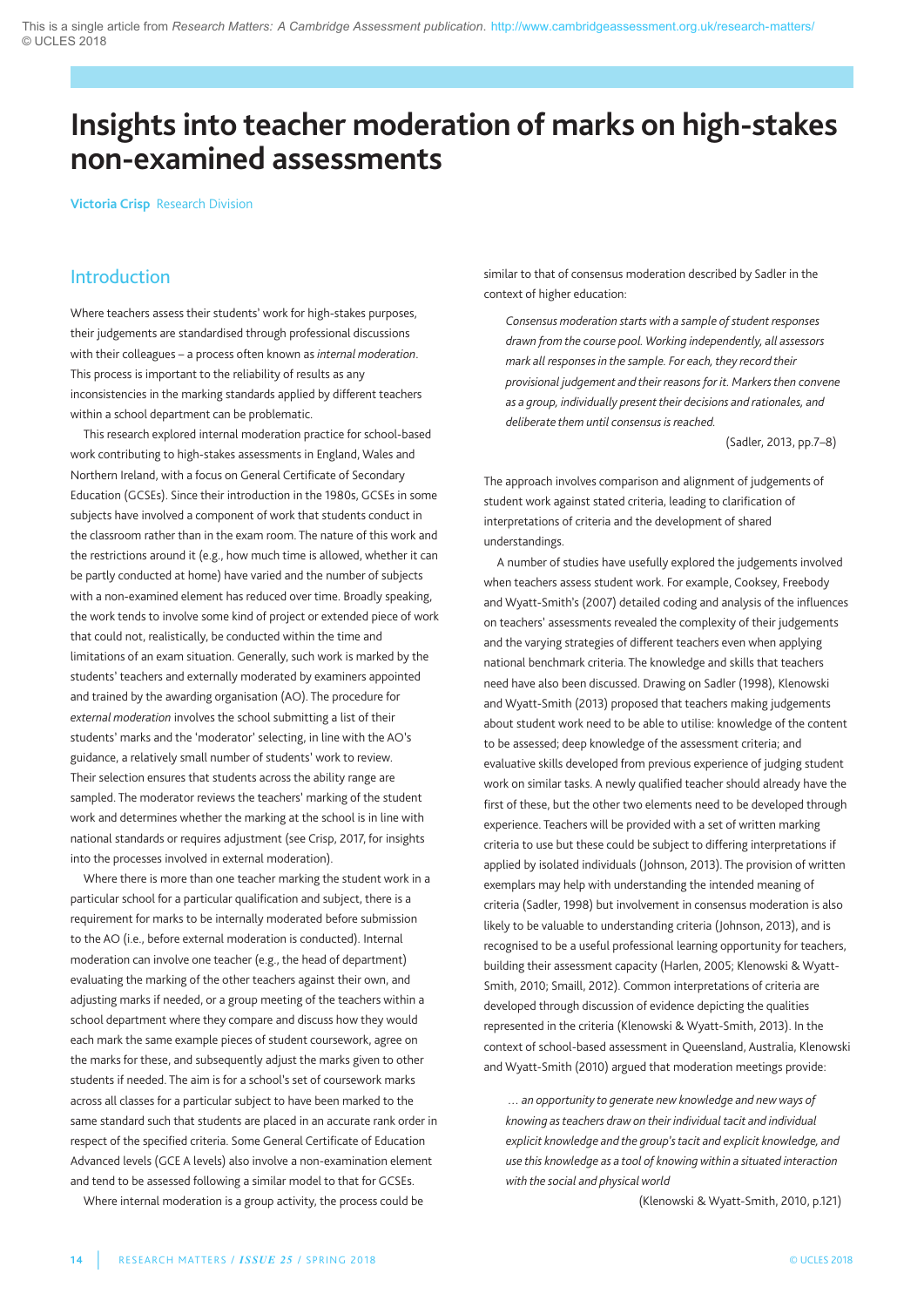# Insights into teacher moderation of marks on high-stakes non-examined assessments

**Victoria Crisp** Research Division

## Introduction

Where teachers assess their students' work for high-stakes purposes, their judgements are standardised through professional discussions with their colleagues – a process often known as *internal moderation*. This process is important to the reliability of results as any inconsistencies in the marking standards applied by different teachers within a school department can be problematic.

This research explored internal moderation practice for school-based work contributing to high-stakes assessments in England, Wales and Northern Ireland, with a focus on General Certificate of Secondary Education (GCSEs). Since their introduction in the 1980s, GCSEs in some subjects have involved a component of work that students conduct in the classroom rather than in the exam room. The nature of this work and the restrictions around it (e.g., how much time is allowed, whether it can be partly conducted at home) have varied and the number of subjects with a non-examined element has reduced over time. Broadly speaking, the work tends to involve some kind of project or extended piece of work that could not, realistically, be conducted within the time and limitations of an exam situation. Generally, such work is marked by the students' teachers and externally moderated by examiners appointed and trained by the awarding organisation (AO). The procedure for *external moderation* involves the school submitting a list of their students' marks and the 'moderator' selecting, in line with the AO's guidance, a relatively small number of students' work to review. Their selection ensures that students across the ability range are sampled. The moderator reviews the teachers' marking of the student work and determines whether the marking at the school is in line with national standards or requires adjustment (see Crisp, 2017, for insights into the processes involved in external moderation).

Where there is more than one teacher marking the student work in a particular school for a particular qualification and subject, there is a requirement for marks to be internally moderated before submission to the AO (i.e., before external moderation is conducted). Internal moderation can involve one teacher (e.g., the head of department) evaluating the marking of the other teachers against their own, and adjusting marks if needed, or a group meeting of the teachers within a school department where they compare and discuss how they would each mark the same example pieces of student coursework, agree on the marks for these, and subsequently adjust the marks given to other students if needed. The aim is for a school's set of coursework marks across all classes for a particular subject to have been marked to the same standard such that students are placed in an accurate rank order in respect of the specified criteria. Some General Certificate of Education Advanced levels (GCE A levels) also involve a non-examination element and tend to be assessed following a similar model to that for GCSEs.

Where internal moderation is a group activity, the process could be similar to that of consensus moderation described by Sadler in the context of higher education:

> *Consensus moderation starts with a sample of student responses drawn from the course pool. Working independently, all assessors mark all responses in the sample. For each, they record their provisional judgement and their reasons for it. Markers then convene as a group, individually present their decisions and rationales, and deliberate them until consensus is reached.*
>
> (Sadler, 2013, pp.7–8)

The approach involves comparison and alignment of judgements of student work against stated criteria, leading to clarification of interpretations of criteria and the development of shared understandings.

A number of studies have usefully explored the judgements involved when teachers assess student work. For example, Cooksey, Freebody and Wyatt-Smith's (2007) detailed coding and analysis of the influences on teachers' assessments revealed the complexity of their judgements and the varying strategies of different teachers even when applying national benchmark criteria. The knowledge and skills that teachers need have also been discussed. Drawing on Sadler (1998), Klenowski and Wyatt-Smith (2013) proposed that teachers making judgements about student work need to be able to utilise: knowledge of the content to be assessed; deep knowledge of the assessment criteria; and evaluative skills developed from previous experience of judging student work on similar tasks. A newly qualified teacher should already have the first of these, but the other two elements need to be developed through experience. Teachers will be provided with a set of written marking criteria to use but these could be subject to differing interpretations if applied by isolated individuals (Johnson, 2013). The provision of written exemplars may help with understanding the intended meaning of criteria (Sadler, 1998) but involvement in consensus moderation is also likely to be valuable to understanding criteria (Johnson, 2013), and is recognised to be a useful professional learning opportunity for teachers, building their assessment capacity (Harlen, 2005; Klenowski & Wyatt-Smith, 2010; Smaill, 2012). Common interpretations of criteria are developed through discussion of evidence depicting the qualities represented in the criteria (Klenowski & Wyatt-Smith, 2013). In the context of school-based assessment in Queensland, Australia, Klenowski and Wyatt-Smith (2010) argued that moderation meetings provide:

> *… an opportunity to generate new knowledge and new ways of knowing as teachers draw on their individual tacit and individual explicit knowledge and the group's tacit and explicit knowledge, and use this knowledge as a tool of knowing within a situated interaction with the social and physical world*
>
> (Klenowski & Wyatt-Smith, 2010, p.121)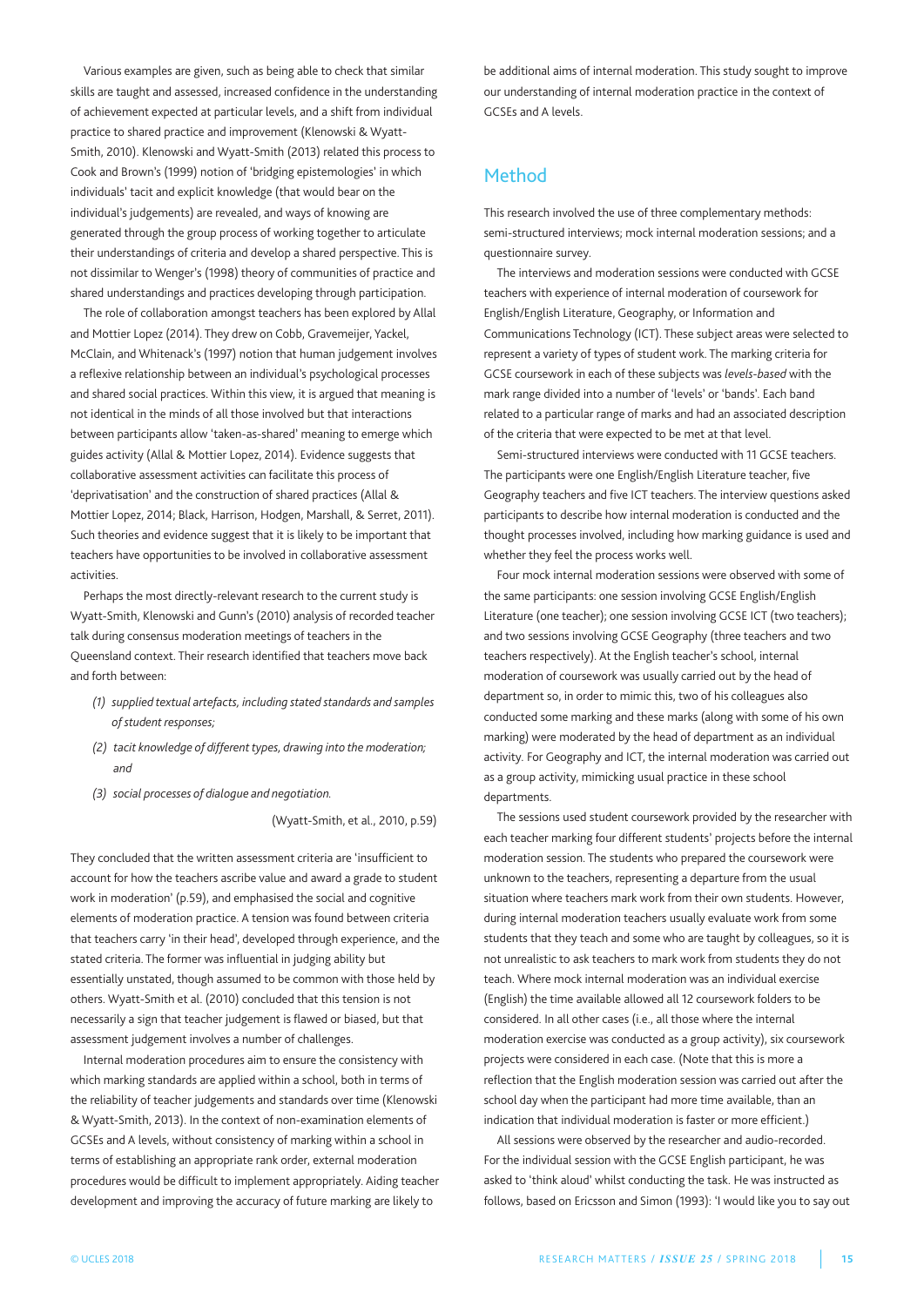Various examples are given, such as being able to check that similar skills are taught and assessed, increased confidence in the understanding of achievement expected at particular levels, and a shift from individual practice to shared practice and improvement (Klenowski & Wyatt-Smith, 2010). Klenowski and Wyatt-Smith (2013) related this process to Cook and Brown's (1999) notion of 'bridging epistemologies' in which individuals' tacit and explicit knowledge (that would bear on the individual's judgements) are revealed, and ways of knowing are generated through the group process of working together to articulate their understandings of criteria and develop a shared perspective. This is not dissimilar to Wenger's (1998) theory of communities of practice and shared understandings and practices developing through participation.

The role of collaboration amongst teachers has been explored by Allal and Mottier Lopez (2014). They drew on Cobb, Gravemeijer, Yackel, McClain, and Whitenack's (1997) notion that human judgement involves a reflexive relationship between an individual's psychological processes and shared social practices. Within this view, it is argued that meaning is not identical in the minds of all those involved but that interactions between participants allow 'taken-as-shared' meaning to emerge which guides activity (Allal & Mottier Lopez, 2014). Evidence suggests that collaborative assessment activities can facilitate this process of 'deprivatisation' and the construction of shared practices (Allal & Mottier Lopez, 2014; Black, Harrison, Hodgen, Marshall, & Serret, 2011). Such theories and evidence suggest that it is likely to be important that teachers have opportunities to be involved in collaborative assessment activities.

Perhaps the most directly-relevant research to the current study is Wyatt-Smith, Klenowski and Gunn's (2010) analysis of recorded teacher talk during consensus moderation meetings of teachers in the Queensland context. Their research identified that teachers move back and forth between:

> *(1) supplied textual artefacts, including stated standards and samples of student responses;*
>
> *(2) tacit knowledge of different types, drawing into the moderation; and*
>
> *(3) social processes of dialogue and negotiation.*
>
> (Wyatt-Smith, et al., 2010, p.59)

They concluded that the written assessment criteria are 'insufficient to account for how the teachers ascribe value and award a grade to student work in moderation' (p.59), and emphasised the social and cognitive elements of moderation practice. A tension was found between criteria that teachers carry 'in their head', developed through experience, and the stated criteria. The former was influential in judging ability but essentially unstated, though assumed to be common with those held by others. Wyatt-Smith et al. (2010) concluded that this tension is not necessarily a sign that teacher judgement is flawed or biased, but that assessment judgement involves a number of challenges.

Internal moderation procedures aim to ensure the consistency with which marking standards are applied within a school, both in terms of the reliability of teacher judgements and standards over time (Klenowski & Wyatt-Smith, 2013). In the context of non-examination elements of GCSEs and A levels, without consistency of marking within a school in terms of establishing an appropriate rank order, external moderation procedures would be difficult to implement appropriately. Aiding teacher development and improving the accuracy of future marking are likely to be additional aims of internal moderation. This study sought to improve our understanding of internal moderation practice in the context of GCSEs and A levels.

## Method

This research involved the use of three complementary methods: semi-structured interviews; mock internal moderation sessions; and a questionnaire survey.

The interviews and moderation sessions were conducted with GCSE teachers with experience of internal moderation of coursework for English/English Literature, Geography, or Information and Communications Technology (ICT). These subject areas were selected to represent a variety of types of student work. The marking criteria for GCSE coursework in each of these subjects was *levels-based* with the mark range divided into a number of 'levels' or 'bands'. Each band related to a particular range of marks and had an associated description of the criteria that were expected to be met at that level.

Semi-structured interviews were conducted with 11 GCSE teachers. The participants were one English/English Literature teacher, five Geography teachers and five ICT teachers. The interview questions asked participants to describe how internal moderation is conducted and the thought processes involved, including how marking guidance is used and whether they feel the process works well.

Four mock internal moderation sessions were observed with some of the same participants: one session involving GCSE English/English Literature (one teacher); one session involving GCSE ICT (two teachers); and two sessions involving GCSE Geography (three teachers and two teachers respectively). At the English teacher's school, internal moderation of coursework was usually carried out by the head of department so, in order to mimic this, two of his colleagues also conducted some marking and these marks (along with some of his own marking) were moderated by the head of department as an individual activity. For Geography and ICT, the internal moderation was carried out as a group activity, mimicking usual practice in these school departments.

The sessions used student coursework provided by the researcher with each teacher marking four different students' projects before the internal moderation session. The students who prepared the coursework were unknown to the teachers, representing a departure from the usual situation where teachers mark work from their own students. However, during internal moderation teachers usually evaluate work from some students that they teach and some who are taught by colleagues, so it is not unrealistic to ask teachers to mark work from students they do not teach. Where mock internal moderation was an individual exercise (English) the time available allowed all 12 coursework folders to be considered. In all other cases (i.e., all those where the internal moderation exercise was conducted as a group activity), six coursework projects were considered in each case. (Note that this is more a reflection that the English moderation session was carried out after the school day when the participant had more time available, than an indication that individual moderation is faster or more efficient.)

All sessions were observed by the researcher and audio-recorded. For the individual session with the GCSE English participant, he was asked to 'think aloud' whilst conducting the task. He was instructed as follows, based on Ericsson and Simon (1993): 'I would like you to say out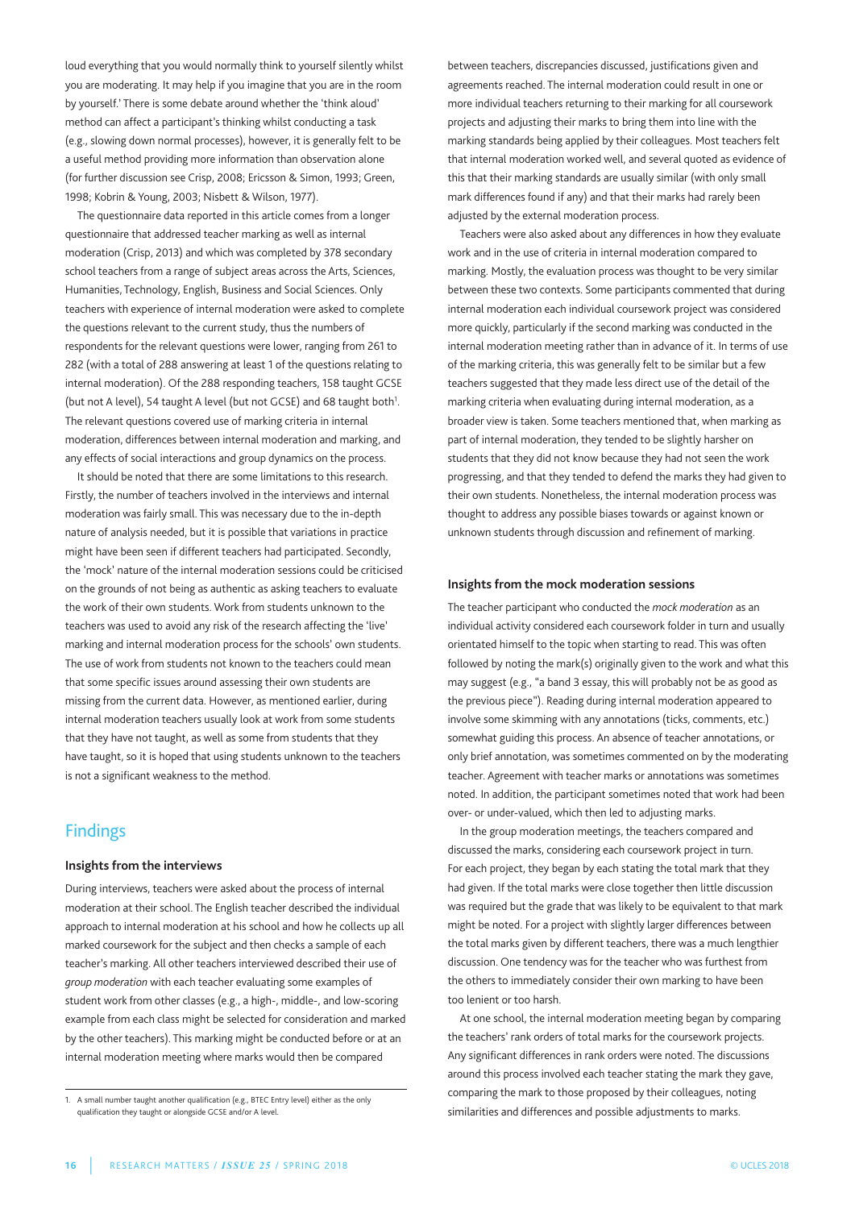loud everything that you would normally think to yourself silently whilst you are moderating. It may help if you imagine that you are in the room by yourself.' There is some debate around whether the 'think aloud' method can affect a participant's thinking whilst conducting a task (e.g., slowing down normal processes), however, it is generally felt to be a useful method providing more information than observation alone (for further discussion see Crisp, 2008; Ericsson & Simon, 1993; Green, 1998; Kobrin & Young, 2003; Nisbett & Wilson, 1977).

The questionnaire data reported in this article comes from a longer questionnaire that addressed teacher marking as well as internal moderation (Crisp, 2013) and which was completed by 378 secondary school teachers from a range of subject areas across the Arts, Sciences, Humanities, Technology, English, Business and Social Sciences. Only teachers with experience of internal moderation were asked to complete the questions relevant to the current study, thus the numbers of respondents for the relevant questions were lower, ranging from 261 to 282 (with a total of 288 answering at least 1 of the questions relating to internal moderation). Of the 288 responding teachers, 158 taught GCSE (but not A level), 54 taught A level (but not GCSE) and 68 taught both[1]. The relevant questions covered use of marking criteria in internal moderation, differences between internal moderation and marking, and any effects of social interactions and group dynamics on the process.

It should be noted that there are some limitations to this research. Firstly, the number of teachers involved in the interviews and internal moderation was fairly small. This was necessary due to the in-depth nature of analysis needed, but it is possible that variations in practice might have been seen if different teachers had participated. Secondly, the 'mock' nature of the internal moderation sessions could be criticised on the grounds of not being as authentic as asking teachers to evaluate the work of their own students. Work from students unknown to the teachers was used to avoid any risk of the research affecting the 'live' marking and internal moderation process for the schools' own students. The use of work from students not known to the teachers could mean that some specific issues around assessing their own students are missing from the current data. However, as mentioned earlier, during internal moderation teachers usually look at work from some students that they have not taught, as well as some from students that they have taught, so it is hoped that using students unknown to the teachers is not a significant weakness to the method.

## Findings

### Insights from the interviews

During interviews, teachers were asked about the process of internal moderation at their school. The English teacher described the individual approach to internal moderation at his school and how he collects up all marked coursework for the subject and then checks a sample of each teacher's marking. All other teachers interviewed described their use of *group moderation* with each teacher evaluating some examples of student work from other classes (e.g., a high-, middle-, and low-scoring example from each class might be selected for consideration and marked by the other teachers). This marking might be conducted before or at an internal moderation meeting where marks would then be compared between teachers, discrepancies discussed, justifications given and agreements reached. The internal moderation could result in one or more individual teachers returning to their marking for all coursework projects and adjusting their marks to bring them into line with the marking standards being applied by their colleagues. Most teachers felt that internal moderation worked well, and several quoted as evidence of this that their marking standards are usually similar (with only small mark differences found if any) and that their marks had rarely been adjusted by the external moderation process.

Teachers were also asked about any differences in how they evaluate work and in the use of criteria in internal moderation compared to marking. Mostly, the evaluation process was thought to be very similar between these two contexts. Some participants commented that during internal moderation each individual coursework project was considered more quickly, particularly if the second marking was conducted in the internal moderation meeting rather than in advance of it. In terms of use of the marking criteria, this was generally felt to be similar but a few teachers suggested that they made less direct use of the detail of the marking criteria when evaluating during internal moderation, as a broader view is taken. Some teachers mentioned that, when marking as part of internal moderation, they tended to be slightly harsher on students that they did not know because they had not seen the work progressing, and that they tended to defend the marks they had given to their own students. Nonetheless, the internal moderation process was thought to address any possible biases towards or against known or unknown students through discussion and refinement of marking.

### Insights from the mock moderation sessions

The teacher participant who conducted the *mock moderation* as an individual activity considered each coursework folder in turn and usually orientated himself to the topic when starting to read. This was often followed by noting the mark(s) originally given to the work and what this may suggest (e.g., "a band 3 essay, this will probably not be as good as the previous piece"). Reading during internal moderation appeared to involve some skimming with any annotations (ticks, comments, etc.) somewhat guiding this process. An absence of teacher annotations, or only brief annotation, was sometimes commented on by the moderating teacher. Agreement with teacher marks or annotations was sometimes noted. In addition, the participant sometimes noted that work had been over- or under-valued, which then led to adjusting marks.

In the group moderation meetings, the teachers compared and discussed the marks, considering each coursework project in turn. For each project, they began by each stating the total mark that they had given. If the total marks were close together then little discussion was required but the grade that was likely to be equivalent to that mark might be noted. For a project with slightly larger differences between the total marks given by different teachers, there was a much lengthier discussion. One tendency was for the teacher who was furthest from the others to immediately consider their own marking to have been too lenient or too harsh.

At one school, the internal moderation meeting began by comparing the teachers' rank orders of total marks for the coursework projects. Any significant differences in rank orders were noted. The discussions around this process involved each teacher stating the mark they gave, comparing the mark to those proposed by their colleagues, noting similarities and differences and possible adjustments to marks.

1. A small number taught another qualification (e.g., BTEC Entry level) either as the only qualification they taught or alongside GCSE and/or A level.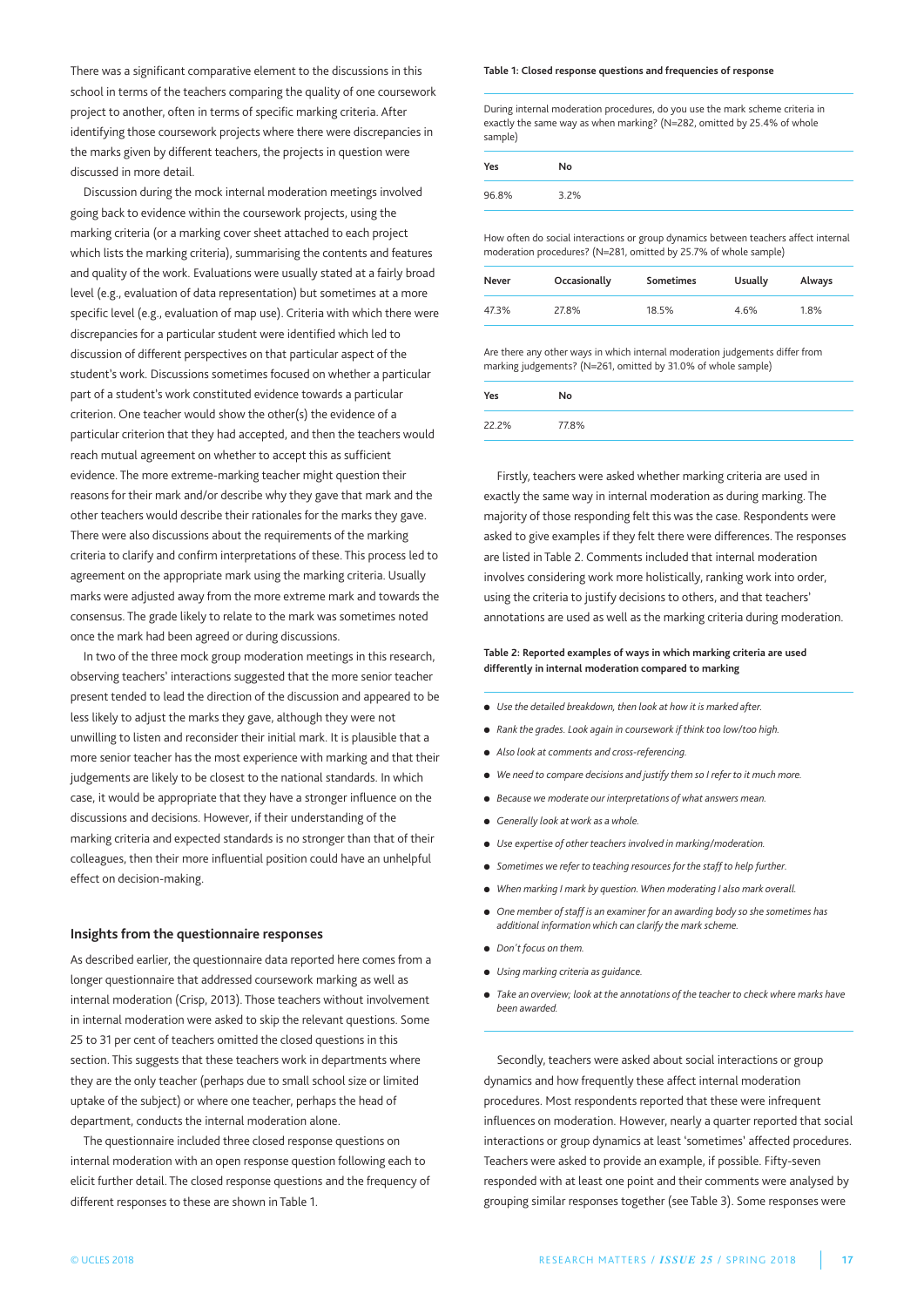There was a significant comparative element to the discussions in this school in terms of the teachers comparing the quality of one coursework project to another, often in terms of specific marking criteria. After identifying those coursework projects where there were discrepancies in the marks given by different teachers, the projects in question were discussed in more detail.

Discussion during the mock internal moderation meetings involved going back to evidence within the coursework projects, using the marking criteria (or a marking cover sheet attached to each project which lists the marking criteria), summarising the contents and features and quality of the work. Evaluations were usually stated at a fairly broad level (e.g., evaluation of data representation) but sometimes at a more specific level (e.g., evaluation of map use). Criteria with which there were discrepancies for a particular student were identified which led to discussion of different perspectives on that particular aspect of the student's work. Discussions sometimes focused on whether a particular part of a student's work constituted evidence towards a particular criterion. One teacher would show the other(s) the evidence of a particular criterion that they had accepted, and then the teachers would reach mutual agreement on whether to accept this as sufficient evidence. The more extreme-marking teacher might question their reasons for their mark and/or describe why they gave that mark and the other teachers would describe their rationales for the marks they gave. There were also discussions about the requirements of the marking criteria to clarify and confirm interpretations of these. This process led to agreement on the appropriate mark using the marking criteria. Usually marks were adjusted away from the more extreme mark and towards the consensus. The grade likely to relate to the mark was sometimes noted once the mark had been agreed or during discussions.

In two of the three mock group moderation meetings in this research, observing teachers' interactions suggested that the more senior teacher present tended to lead the direction of the discussion and appeared to be less likely to adjust the marks they gave, although they were not unwilling to listen and reconsider their initial mark. It is plausible that a more senior teacher has the most experience with marking and that their judgements are likely to be closest to the national standards. In which case, it would be appropriate that they have a stronger influence on the discussions and decisions. However, if their understanding of the marking criteria and expected standards is no stronger than that of their colleagues, then their more influential position could have an unhelpful effect on decision-making.

### Insights from the questionnaire responses

As described earlier, the questionnaire data reported here comes from a longer questionnaire that addressed coursework marking as well as internal moderation (Crisp, 2013). Those teachers without involvement in internal moderation were asked to skip the relevant questions. Some 25 to 31 per cent of teachers omitted the closed questions in this section. This suggests that these teachers work in departments where they are the only teacher (perhaps due to small school size or limited uptake of the subject) or where one teacher, perhaps the head of department, conducts the internal moderation alone.

The questionnaire included three closed response questions on internal moderation with an open response question following each to elicit further detail. The closed response questions and the frequency of different responses to these are shown in Table 1.

**Table 1: Closed response questions and frequencies of response**

During internal moderation procedures, do you use the mark scheme criteria in exactly the same way as when marking? (N=282, omitted by 25.4% of whole sample)

| Yes | No |
|---|---|
| 96.8% | 3.2% |

How often do social interactions or group dynamics between teachers affect internal moderation procedures? (N=281, omitted by 25.7% of whole sample)

| Never | Occasionally | Sometimes | Usually | Always |
|---|---|---|---|---|
| 47.3% | 27.8% | 18.5% | 4.6% | 1.8% |

Are there any other ways in which internal moderation judgements differ from marking judgements? (N=261, omitted by 31.0% of whole sample)

| Yes | No |
|---|---|
| 22.2% | 77.8% |

Firstly, teachers were asked whether marking criteria are used in exactly the same way in internal moderation as during marking. The majority of those responding felt this was the case. Respondents were asked to give examples if they felt there were differences. The responses are listed in Table 2. Comments included that internal moderation involves considering work more holistically, ranking work into order, using the criteria to justify decisions to others, and that teachers' annotations are used as well as the marking criteria during moderation.

**Table 2: Reported examples of ways in which marking criteria are used differently in internal moderation compared to marking**

- *Use the detailed breakdown, then look at how it is marked after.*
- *Rank the grades. Look again in coursework if think too low/too high.*
- *Also look at comments and cross-referencing.*
- *We need to compare decisions and justify them so I refer to it much more.*
- *Because we moderate our interpretations of what answers mean.*
- *Generally look at work as a whole.*
- *Use expertise of other teachers involved in marking/moderation.*
- *Sometimes we refer to teaching resources for the staff to help further.*
- *When marking I mark by question. When moderating I also mark overall.*
- *One member of staff is an examiner for an awarding body so she sometimes has additional information which can clarify the mark scheme.*
- *Don't focus on them.*
- *Using marking criteria as guidance.*
- *Take an overview; look at the annotations of the teacher to check where marks have been awarded.*

Secondly, teachers were asked about social interactions or group dynamics and how frequently these affect internal moderation procedures. Most respondents reported that these were infrequent influences on moderation. However, nearly a quarter reported that social interactions or group dynamics at least 'sometimes' affected procedures. Teachers were asked to provide an example, if possible. Fifty-seven responded with at least one point and their comments were analysed by grouping similar responses together (see Table 3). Some responses were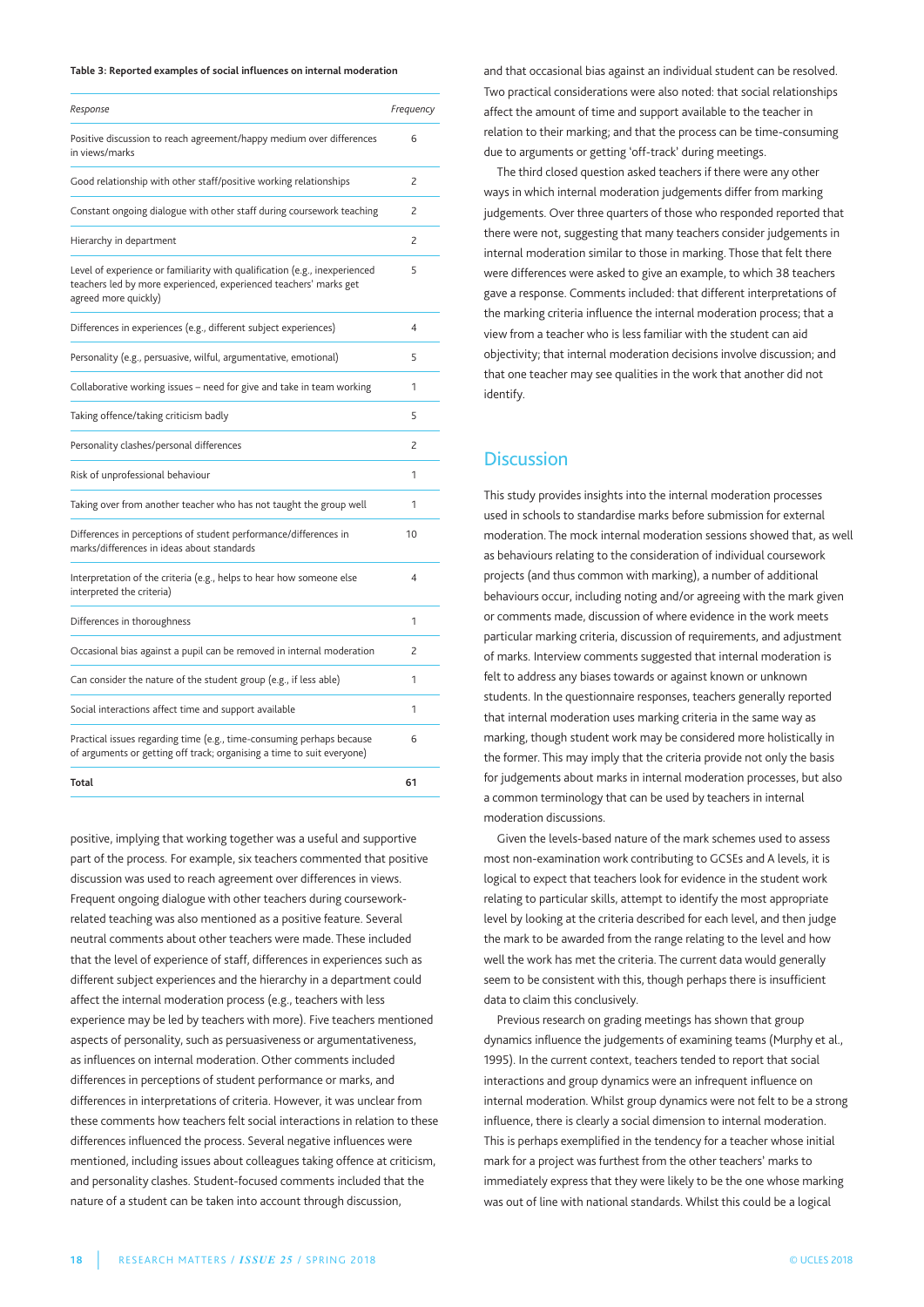**Table 3: Reported examples of social influences on internal moderation**

| *Response* | *Frequency* |
| --- | --- |
| Positive discussion to reach agreement/happy medium over differences in views/marks | 6 |
| Good relationship with other staff/positive working relationships | 2 |
| Constant ongoing dialogue with other staff during coursework teaching | 2 |
| Hierarchy in department | 2 |
| Level of experience or familiarity with qualification (e.g., inexperienced teachers led by more experienced, experienced teachers' marks get agreed more quickly) | 5 |
| Differences in experiences (e.g., different subject experiences) | 4 |
| Personality (e.g., persuasive, wilful, argumentative, emotional) | 5 |
| Collaborative working issues – need for give and take in team working | 1 |
| Taking offence/taking criticism badly | 5 |
| Personality clashes/personal differences | 2 |
| Risk of unprofessional behaviour | 1 |
| Taking over from another teacher who has not taught the group well | 1 |
| Differences in perceptions of student performance/differences in marks/differences in ideas about standards | 10 |
| Interpretation of the criteria (e.g., helps to hear how someone else interpreted the criteria) | 4 |
| Differences in thoroughness | 1 |
| Occasional bias against a pupil can be removed in internal moderation | 2 |
| Can consider the nature of the student group (e.g., if less able) | 1 |
| Social interactions affect time and support available | 1 |
| Practical issues regarding time (e.g., time-consuming perhaps because of arguments or getting off track; organising a time to suit everyone) | 6 |
| **Total** | **61** |

positive, implying that working together was a useful and supportive part of the process. For example, six teachers commented that positive discussion was used to reach agreement over differences in views. Frequent ongoing dialogue with other teachers during coursework-related teaching was also mentioned as a positive feature. Several neutral comments about other teachers were made. These included that the level of experience of staff, differences in experiences such as different subject experiences and the hierarchy in a department could affect the internal moderation process (e.g., teachers with less experience may be led by teachers with more). Five teachers mentioned aspects of personality, such as persuasiveness or argumentativeness, as influences on internal moderation. Other comments included differences in perceptions of student performance or marks, and differences in interpretations of criteria. However, it was unclear from these comments how teachers felt social interactions in relation to these differences influenced the process. Several negative influences were mentioned, including issues about colleagues taking offence at criticism, and personality clashes. Student-focused comments included that the nature of a student can be taken into account through discussion, and that occasional bias against an individual student can be resolved. Two practical considerations were also noted: that social relationships affect the amount of time and support available to the teacher in relation to their marking; and that the process can be time-consuming due to arguments or getting 'off-track' during meetings.

The third closed question asked teachers if there were any other ways in which internal moderation judgements differ from marking judgements. Over three quarters of those who responded reported that there were not, suggesting that many teachers consider judgements in internal moderation similar to those in marking. Those that felt there were differences were asked to give an example, to which 38 teachers gave a response. Comments included: that different interpretations of the marking criteria influence the internal moderation process; that a view from a teacher who is less familiar with the student can aid objectivity; that internal moderation decisions involve discussion; and that one teacher may see qualities in the work that another did not identify.

## Discussion

This study provides insights into the internal moderation processes used in schools to standardise marks before submission for external moderation. The mock internal moderation sessions showed that, as well as behaviours relating to the consideration of individual coursework projects (and thus common with marking), a number of additional behaviours occur, including noting and/or agreeing with the mark given or comments made, discussion of where evidence in the work meets particular marking criteria, discussion of requirements, and adjustment of marks. Interview comments suggested that internal moderation is felt to address any biases towards or against known or unknown students. In the questionnaire responses, teachers generally reported that internal moderation uses marking criteria in the same way as marking, though student work may be considered more holistically in the former. This may imply that the criteria provide not only the basis for judgements about marks in internal moderation processes, but also a common terminology that can be used by teachers in internal moderation discussions.

Given the levels-based nature of the mark schemes used to assess most non-examination work contributing to GCSEs and A levels, it is logical to expect that teachers look for evidence in the student work relating to particular skills, attempt to identify the most appropriate level by looking at the criteria described for each level, and then judge the mark to be awarded from the range relating to the level and how well the work has met the criteria. The current data would generally seem to be consistent with this, though perhaps there is insufficient data to claim this conclusively.

Previous research on grading meetings has shown that group dynamics influence the judgements of examining teams (Murphy et al., 1995). In the current context, teachers tended to report that social interactions and group dynamics were an infrequent influence on internal moderation. Whilst group dynamics were not felt to be a strong influence, there is clearly a social dimension to internal moderation. This is perhaps exemplified in the tendency for a teacher whose initial mark for a project was furthest from the other teachers' marks to immediately express that they were likely to be the one whose marking was out of line with national standards. Whilst this could be a logical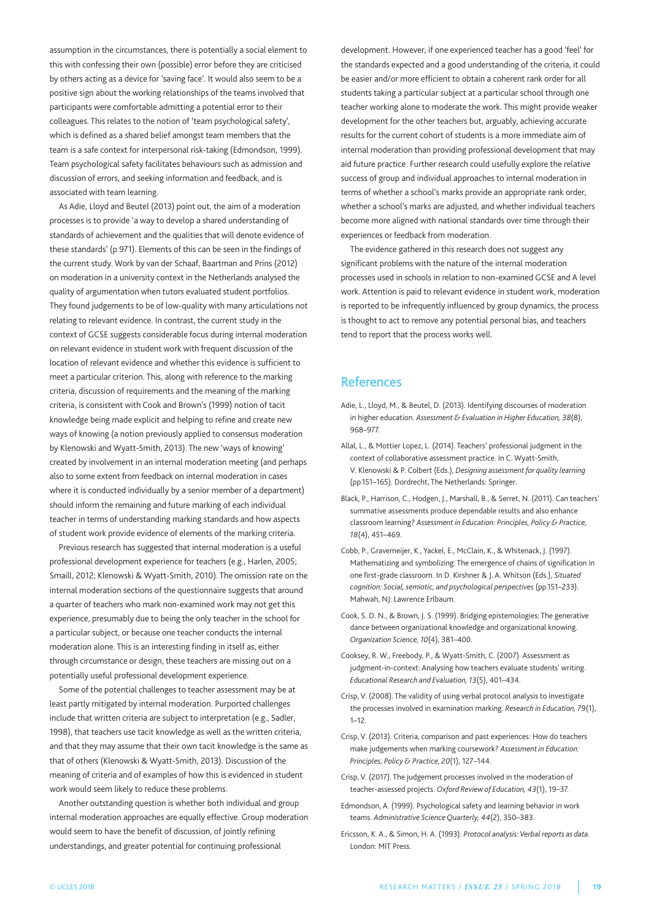assumption in the circumstances, there is potentially a social element to this with confessing their own (possible) error before they are criticised by others acting as a device for 'saving face'. It would also seem to be a positive sign about the working relationships of the teams involved that participants were comfortable admitting a potential error to their colleagues. This relates to the notion of 'team psychological safety', which is defined as a shared belief amongst team members that the team is a safe context for interpersonal risk-taking (Edmondson, 1999). Team psychological safety facilitates behaviours such as admission and discussion of errors, and seeking information and feedback, and is associated with team learning.

As Adie, Lloyd and Beutel (2013) point out, the aim of a moderation processes is to provide 'a way to develop a shared understanding of standards of achievement and the qualities that will denote evidence of these standards' (p.971). Elements of this can be seen in the findings of the current study. Work by van der Schaaf, Baartman and Prins (2012) on moderation in a university context in the Netherlands analysed the quality of argumentation when tutors evaluated student portfolios. They found judgements to be of low-quality with many articulations not relating to relevant evidence. In contrast, the current study in the context of GCSE suggests considerable focus during internal moderation on relevant evidence in student work with frequent discussion of the location of relevant evidence and whether this evidence is sufficient to meet a particular criterion. This, along with reference to the marking criteria, discussion of requirements and the meaning of the marking criteria, is consistent with Cook and Brown's (1999) notion of tacit knowledge being made explicit and helping to refine and create new ways of knowing (a notion previously applied to consensus moderation by Klenowski and Wyatt-Smith, 2013). The new 'ways of knowing' created by involvement in an internal moderation meeting (and perhaps also to some extent from feedback on internal moderation in cases where it is conducted individually by a senior member of a department) should inform the remaining and future marking of each individual teacher in terms of understanding marking standards and how aspects of student work provide evidence of elements of the marking criteria.

Previous research has suggested that internal moderation is a useful professional development experience for teachers (e.g., Harlen, 2005; Smaill, 2012; Klenowski & Wyatt-Smith, 2010). The omission rate on the internal moderation sections of the questionnaire suggests that around a quarter of teachers who mark non-examined work may not get this experience, presumably due to being the only teacher in the school for a particular subject, or because one teacher conducts the internal moderation alone. This is an interesting finding in itself as, either through circumstance or design, these teachers are missing out on a potentially useful professional development experience.

Some of the potential challenges to teacher assessment may be at least partly mitigated by internal moderation. Purported challenges include that written criteria are subject to interpretation (e.g., Sadler, 1998), that teachers use tacit knowledge as well as the written criteria, and that they may assume that their own tacit knowledge is the same as that of others (Klenowski & Wyatt-Smith, 2013). Discussion of the meaning of criteria and of examples of how this is evidenced in student work would seem likely to reduce these problems.

Another outstanding question is whether both individual and group internal moderation approaches are equally effective. Group moderation would seem to have the benefit of discussion, of jointly refining understandings, and greater potential for continuing professional development. However, if one experienced teacher has a good 'feel' for the standards expected and a good understanding of the criteria, it could be easier and/or more efficient to obtain a coherent rank order for all students taking a particular subject at a particular school through one teacher working alone to moderate the work. This might provide weaker development for the other teachers but, arguably, achieving accurate results for the current cohort of students is a more immediate aim of internal moderation than providing professional development that may aid future practice. Further research could usefully explore the relative success of group and individual approaches to internal moderation in terms of whether a school's marks provide an appropriate rank order, whether a school's marks are adjusted, and whether individual teachers become more aligned with national standards over time through their experiences or feedback from moderation.

The evidence gathered in this research does not suggest any significant problems with the nature of the internal moderation processes used in schools in relation to non-examined GCSE and A level work. Attention is paid to relevant evidence in student work, moderation is reported to be infrequently influenced by group dynamics, the process is thought to act to remove any potential personal bias, and teachers tend to report that the process works well.

## References

Adie, L., Lloyd, M., & Beutel, D. (2013). Identifying discourses of moderation in higher education. *Assessment & Evaluation in Higher Education, 38*(8), 968–977.

Allal, L., & Mottier Lopez, L. (2014). Teachers' professional judgment in the context of collaborative assessment practice. In C. Wyatt-Smith, V. Klenowski & P. Colbert (Eds.), *Designing assessment for quality learning* (pp.151–165). Dordrecht, The Netherlands: Springer.

Black, P., Harrison, C., Hodgen, J., Marshall, B., & Serret, N. (2011). Can teachers' summative assessments produce dependable results and also enhance classroom learning? *Assessment in Education: Principles, Policy & Practice, 18*(4), 451–469.

Cobb, P., Gravemeijer, K., Yackel, E., McClain, K., & Whitenack, J. (1997). Mathematizing and symbolizing: The emergence of chains of signification in one first-grade classroom. In D. Kirshner & J. A. Whitson (Eds.), *Situated cognition: Social, semiotic, and psychological perspectives* (pp.151–233). Mahwah, NJ: Lawrence Erlbaum.

Cook, S. D. N., & Brown, J. S. (1999). Bridging epistemologies: The generative dance between organizational knowledge and organizational knowing. *Organization Science, 10*(4), 381–400.

Cooksey, R. W., Freebody, P., & Wyatt-Smith, C. (2007). Assessment as judgment-in-context: Analysing how teachers evaluate students' writing. *Educational Research and Evaluation, 13*(5), 401–434.

Crisp, V. (2008). The validity of using verbal protocol analysis to investigate the processes involved in examination marking. *Research in Education, 79*(1), 1–12.

Crisp, V. (2013). Criteria, comparison and past experiences: How do teachers make judgements when marking coursework? *Assessment in Education: Principles, Policy & Practice, 20*(1), 127–144.

Crisp, V. (2017). The judgement processes involved in the moderation of teacher-assessed projects. *Oxford Review of Education, 43*(1), 19–37.

Edmondson, A. (1999). Psychological safety and learning behavior in work teams. *Administrative Science Quarterly, 44*(2), 350–383.

Ericsson, K. A., & Simon, H. A. (1993). *Protocol analysis: Verbal reports as data.* London: MIT Press.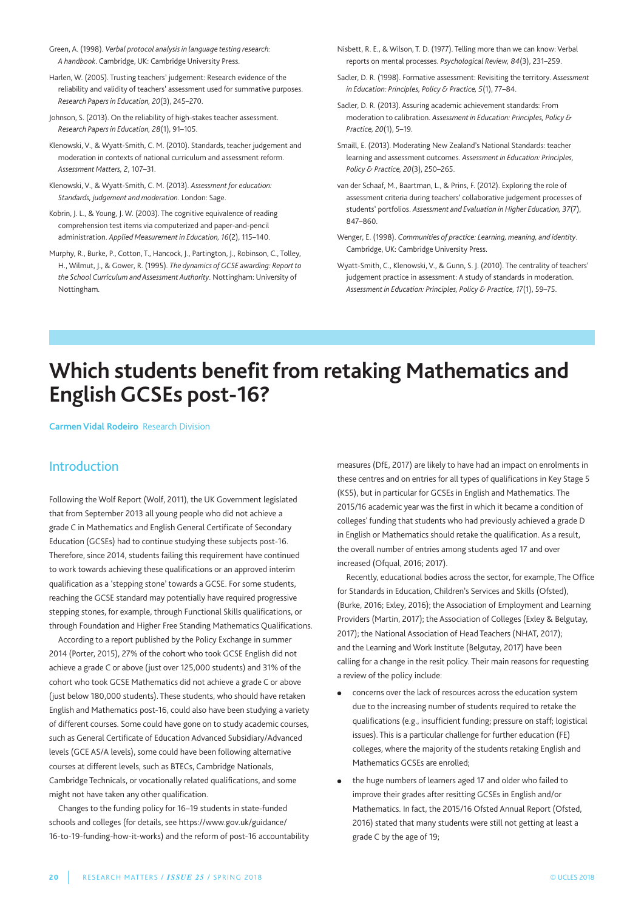Green, A. (1998). *Verbal protocol analysis in language testing research: A handbook*. Cambridge, UK: Cambridge University Press.

Harlen, W. (2005). Trusting teachers' judgement: Research evidence of the reliability and validity of teachers' assessment used for summative purposes. *Research Papers in Education, 20*(3), 245–270.

Johnson, S. (2013). On the reliability of high-stakes teacher assessment. *Research Papers in Education, 28*(1), 91–105.

Klenowski, V., & Wyatt-Smith, C. M. (2010). Standards, teacher judgement and moderation in contexts of national curriculum and assessment reform. *Assessment Matters, 2*, 107–31.

Klenowski, V., & Wyatt-Smith, C. M. (2013). *Assessment for education: Standards, judgement and moderation*. London: Sage.

Kobrin, J. L., & Young, J. W. (2003). The cognitive equivalence of reading comprehension test items via computerized and paper-and-pencil administration. *Applied Measurement in Education, 16*(2), 115–140.

Murphy, R., Burke, P., Cotton, T., Hancock, J., Partington, J., Robinson, C., Tolley, H., Wilmut, J., & Gower, R. (1995). *The dynamics of GCSE awarding: Report to the School Curriculum and Assessment Authority*. Nottingham: University of Nottingham.

Nisbett, R. E., & Wilson, T. D. (1977). Telling more than we can know: Verbal reports on mental processes. *Psychological Review, 84*(3), 231–259.

Sadler, D. R. (1998). Formative assessment: Revisiting the territory. *Assessment in Education: Principles, Policy & Practice, 5*(1), 77–84.

Sadler, D. R. (2013). Assuring academic achievement standards: From moderation to calibration. *Assessment in Education: Principles, Policy & Practice, 20*(1), 5–19.

Smaill, E. (2013). Moderating New Zealand's National Standards: teacher learning and assessment outcomes. *Assessment in Education: Principles, Policy & Practice, 20*(3), 250–265.

van der Schaaf, M., Baartman, L., & Prins, F. (2012). Exploring the role of assessment criteria during teachers' collaborative judgement processes of students' portfolios. *Assessment and Evaluation in Higher Education, 37*(7), 847–860.

Wenger, E. (1998). *Communities of practice: Learning, meaning, and identity*. Cambridge, UK: Cambridge University Press.

Wyatt-Smith, C., Klenowski, V., & Gunn, S. J. (2010). The centrality of teachers' judgement practice in assessment: A study of standards in moderation. *Assessment in Education: Principles, Policy & Practice, 17*(1), 59–75.

# Which students benefit from retaking Mathematics and English GCSEs post-16?

**Carmen Vidal Rodeiro** Research Division

## Introduction

Following the Wolf Report (Wolf, 2011), the UK Government legislated that from September 2013 all young people who did not achieve a grade C in Mathematics and English General Certificate of Secondary Education (GCSEs) had to continue studying these subjects post-16. Therefore, since 2014, students failing this requirement have continued to work towards achieving these qualifications or an approved interim qualification as a 'stepping stone' towards a GCSE. For some students, reaching the GCSE standard may potentially have required progressive stepping stones, for example, through Functional Skills qualifications, or through Foundation and Higher Free Standing Mathematics Qualifications.

According to a report published by the Policy Exchange in summer 2014 (Porter, 2015), 27% of the cohort who took GCSE English did not achieve a grade C or above (just over 125,000 students) and 31% of the cohort who took GCSE Mathematics did not achieve a grade C or above (just below 180,000 students). These students, who should have retaken English and Mathematics post-16, could also have been studying a variety of different courses. Some could have gone on to study academic courses, such as General Certificate of Education Advanced Subsidiary/Advanced levels (GCE AS/A levels), some could have been following alternative courses at different levels, such as BTECs, Cambridge Nationals, Cambridge Technicals, or vocationally related qualifications, and some might not have taken any other qualification.

Changes to the funding policy for 16–19 students in state-funded schools and colleges (for details, see https://www.gov.uk/guidance/16-to-19-funding-how-it-works) and the reform of post-16 accountability measures (DfE, 2017) are likely to have had an impact on enrolments in these centres and on entries for all types of qualifications in Key Stage 5 (KS5), but in particular for GCSEs in English and Mathematics. The 2015/16 academic year was the first in which it became a condition of colleges' funding that students who had previously achieved a grade D in English or Mathematics should retake the qualification. As a result, the overall number of entries among students aged 17 and over increased (Ofqual, 2016; 2017).

Recently, educational bodies across the sector, for example, The Office for Standards in Education, Children's Services and Skills (Ofsted), (Burke, 2016; Exley, 2016); the Association of Employment and Learning Providers (Martin, 2017); the Association of Colleges (Exley & Belgutay, 2017); the National Association of Head Teachers (NHAT, 2017); and the Learning and Work Institute (Belgutay, 2017) have been calling for a change in the resit policy. Their main reasons for requesting a review of the policy include:

- concerns over the lack of resources across the education system due to the increasing number of students required to retake the qualifications (e.g., insufficient funding; pressure on staff; logistical issues). This is a particular challenge for further education (FE) colleges, where the majority of the students retaking English and Mathematics GCSEs are enrolled;
- the huge numbers of learners aged 17 and older who failed to improve their grades after resitting GCSEs in English and/or Mathematics. In fact, the 2015/16 Ofsted Annual Report (Ofsted, 2016) stated that many students were still not getting at least a grade C by the age of 19;